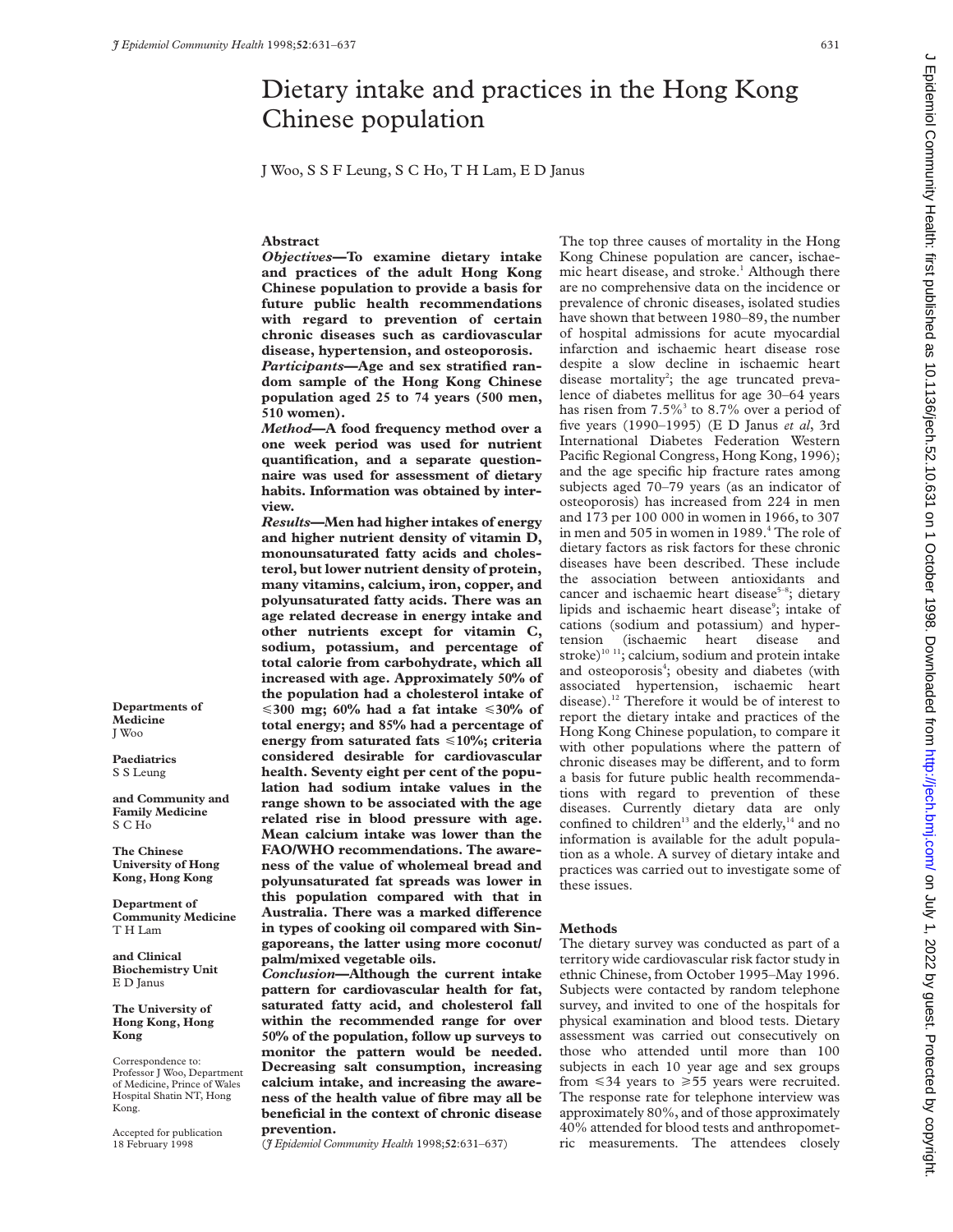# Dietary intake and practices in the Hong Kong Chinese population

J Woo, S S F Leung, S C Ho, T H Lam, E D Janus

Departments of Medicine
J Woo

Paediatrics
S S Leung

and Community and Family Medicine
S C Ho

The Chinese University of Hong Kong, Hong Kong

Department of Community Medicine
T H Lam

and Clinical Biochemistry Unit
E D Janus

The University of Hong Kong, Hong Kong

Correspondence to: Professor J Woo, Department of Medicine, Prince of Wales Hospital Shatin NT, Hong Kong.

Accepted for publication 18 February 1998

## Abstract

***Objectives*—To examine dietary intake and practices of the adult Hong Kong Chinese population to provide a basis for future public health recommendations with regard to prevention of certain chronic diseases such as cardiovascular disease, hypertension, and osteoporosis.**

***Participants*—Age and sex stratified random sample of the Hong Kong Chinese population aged 25 to 74 years (500 men, 510 women).**

***Method*—A food frequency method over a one week period was used for nutrient quantification, and a separate questionnaire was used for assessment of dietary habits. Information was obtained by interview.**

***Results*—Men had higher intakes of energy and higher nutrient density of vitamin D, monounsaturated fatty acids and cholesterol, but lower nutrient density of protein, many vitamins, calcium, iron, copper, and polyunsaturated fatty acids. There was an age related decrease in energy intake and other nutrients except for vitamin C, sodium, potassium, and percentage of total calorie from carbohydrate, which all increased with age. Approximately 50% of the population had a cholesterol intake of ⩽300 mg; 60% had a fat intake ⩽30% of total energy; and 85% had a percentage of energy from saturated fats ⩽10%; criteria considered desirable for cardiovascular health. Seventy eight per cent of the population had sodium intake values in the range shown to be associated with the age related rise in blood pressure with age. Mean calcium intake was lower than the FAO/WHO recommendations. The awareness of the value of wholemeal bread and polyunsaturated fat spreads was lower in this population compared with that in Australia. There was a marked difference in types of cooking oil compared with Singaporeans, the latter using more coconut/palm/mixed vegetable oils.**

***Conclusion*—Although the current intake pattern for cardiovascular health for fat, saturated fatty acid, and cholesterol fall within the recommended range for over 50% of the population, follow up surveys to monitor the pattern would be needed. Decreasing salt consumption, increasing calcium intake, and increasing the awareness of the health value of fibre may all be beneficial in the context of chronic disease prevention.**

(*J Epidemiol Community Health* 1998;**52**:631–637)

The top three causes of mortality in the Hong Kong Chinese population are cancer, ischaemic heart disease, and stroke.[1] Although there are no comprehensive data on the incidence or prevalence of chronic diseases, isolated studies have shown that between 1980–89, the number of hospital admissions for acute myocardial infarction and ischaemic heart disease rose despite a slow decline in ischaemic heart disease mortality[2]; the age truncated prevalence of diabetes mellitus for age 30–64 years has risen from 7.5%[3] to 8.7% over a period of five years (1990–1995) (E D Janus *et al*, 3rd International Diabetes Federation Western Pacific Regional Congress, Hong Kong, 1996); and the age specific hip fracture rates among subjects aged 70–79 years (as an indicator of osteoporosis) has increased from 224 in men and 173 per 100 000 in women in 1966, to 307 in men and 505 in women in 1989.[4] The role of dietary factors as risk factors for these chronic diseases have been described. These include the association between antioxidants and cancer and ischaemic heart disease[5–8]; dietary lipids and ischaemic heart disease[9]; intake of cations (sodium and potassium) and hypertension (ischaemic heart disease and stroke)[10 11]; calcium, sodium and protein intake and osteoporosis[4]; obesity and diabetes (with associated hypertension, ischaemic heart disease).[12] Therefore it would be of interest to report the dietary intake and practices of the Hong Kong Chinese population, to compare it with other populations where the pattern of chronic diseases may be different, and to form a basis for future public health recommendations with regard to prevention of these diseases. Currently dietary data are only confined to children[13] and the elderly,[14] and no information is available for the adult population as a whole. A survey of dietary intake and practices was carried out to investigate some of these issues.

## Methods

The dietary survey was conducted as part of a territory wide cardiovascular risk factor study in ethnic Chinese, from October 1995–May 1996. Subjects were contacted by random telephone survey, and invited to one of the hospitals for physical examination and blood tests. Dietary assessment was carried out consecutively on those who attended until more than 100 subjects in each 10 year age and sex groups from ⩽34 years to ⩾55 years were recruited. The response rate for telephone interview was approximately 80%, and of those approximately 40% attended for blood tests and anthropometric measurements. The attendees closely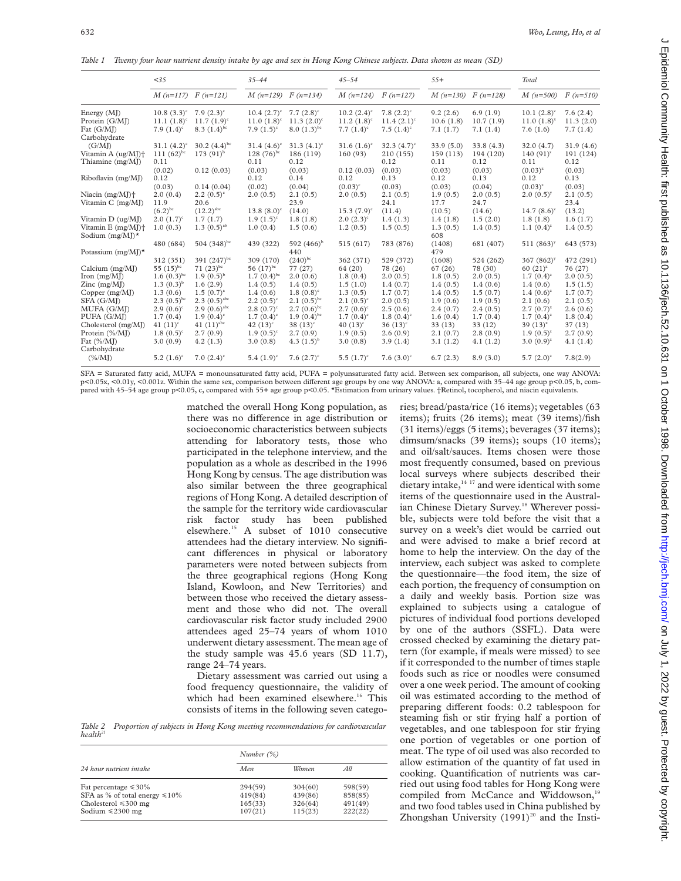*Table 1 Twenty four hour nutrient density intake by age and sex in Hong Kong Chinese subjects. Data shown as mean (SD)*

| | <35 | | 35–44 | | 45–54 | | 55+ | | Total | |
|---|---|---|---|---|---|---|---|---|---|---|
| | M (n=117) | F (n=121) | M (n=129) | F (n=134) | M (n=124) | F (n=127) | M (n=130) | F (n=128) | M (n=500) | F (n=510) |
| Energy (MJ) | 10.8 (3.3)[c] | 7.9 (2.3)[c] | 10.4 (2.7)[c] | 7.7 (2.8)[c] | 10.2 (2.4)[c] | 7.8 (2.2)[c] | 9.2 (2.6) | 6.9 (1.9) | 10.1 (2.8)[z] | 7.6 (2.4) |
| Protein (G/MJ) | 11.1 (1.8)[c] | 11.7 (1.9)[c] | 11.0 (1.8)[c] | 11.3 (2.0)[c] | 11.2 (1.8)[c] | 11.4 (2.1)[c] | 10.6 (1.8) | 10.7 (1.9) | 11.0 (1.8)[x] | 11.3 (2.0) |
| Fat (G/MJ) | 7.9 (1.4)[c] | 8.3 (1.4)[bc] | 7.9 (1.5)[c] | 8.0 (1.3)[bc] | 7.7 (1.4)[c] | 7.5 (1.4)[c] | 7.1 (1.7) | 7.1 (1.4) | 7.6 (1.6) | 7.7 (1.4) |
| Carbohydrate (G/MJ) | 31.1 (4.2)[c] | 30.2 (4.4)[bc] | 31.4 (4.6)[c] | 31.3 (4.1)[c] | 31.6 (1.6)[c] | 32.3 (4.7)[c] | 33.9 (5.0) | 33.8 (4.3) | 32.0 (4.7) | 31.9 (4.6) |
| Vitamin A (ug/MJ)† | 111 (62)[bc] | 173 (91)[b] | 128 (76)[bc] | 186 (119) | 160 (93) | 210 (155) | 159 (113) | 194 (120) | 140 (91)[z] | 191 (124) |
| Thiamine (mg/MJ) | 0.11 (0.02) | 0.12 (0.03) | 0.11 (0.03) | 0.12 (0.03) | 0.12 (0.03) | 0.12 (0.03) | 0.11 (0.03) | 0.12 (0.03) | 0.11 (0.03)[z] | 0.12 (0.03) |
| Riboflavin (mg/MJ) | 0.12 (0.03) | 0.14 (0.04) | 0.12 (0.02) | 0.14 (0.04) | 0.12 (0.03)[c] | 0.13 (0.03) | 0.12 (0.03) | 0.13 (0.04) | 0.12 (0.03)[z] | 0.13 (0.03) |
| Niacin (mg/MJ)† | 2.0 (0.4) | 2.2 (0.5)[c] | 2.0 (0.5) | 2.1 (0.5) | 2.0 (0.5) | 2.1 (0.5) | 1.9 (0.5) | 2.0 (0.5) | 2.0 (0.5)[y] | 2.1 (0.5) |
| Vitamin C (mg/MJ) | 11.9 (6.2)[bc] | 20.6 (12.2)[abc] | 13.8 (8.0)[c] | 23.9 (14.0) | 15.3 (7.9)[c] | 24.1 (11.4) | 17.7 (10.5) | 24.7 (14.6) | 14.7 (8.6)[z] | 23.4 (13.2) |
| Vitamin D (ug/MJ) | 2.0 (1.7)[c] | 1.7 (1.7) | 1.9 (1.5)[c] | 1.8 (1.8) | 2.0 (2.3)[c] | 1.4 (1.3) | 1.4 (1.8) | 1.5 (2.0) | 1.8 (1.8) | 1.6 (1.7) |
| Vitamin E (mg/MJ)† | 1.0 (0.3) | 1.3 (0.5)[ab] | 1.0 (0.4) | 1.5 (0.6) | 1.2 (0.5) | 1.5 (0.5) | 1.3 (0.5) | 1.4 (0.5) | 1.1 (0.4)[z] | 1.4 (0.5) |
| Sodium (mg/MJ)* | 480 (684) | 504 (348)[bc] | 439 (322) | 592 (466)[b] | 515 (617) | 783 (876) | 608 (1408) | 681 (407) | 511 (863)[y] | 643 (573) |
| Potassium (mg/MJ)* | 312 (351) | 391 (247)[bc] | 309 (170) | 440 (240)[bc] | 362 (371) | 529 (372) | 479 (1608) | 524 (262) | 367 (862)[y] | 472 (291) |
| Calcium (mg/MJ) | 55 (15)[bc] | 71 (23)[bc] | 56 (17)[bc] | 77 (27) | 64 (20) | 78 (26) | 67 (26) | 78 (30) | 60 (21)[z] | 76 (27) |
| Iron (mg/MJ) | 1.6 (0.3)[bc] | 1.9 (0.5)[b] | 1.7 (0.4)[bc] | 2.0 (0.6) | 1.8 (0.4) | 2.0 (0.5) | 1.8 (0.5) | 2.0 (0.5) | 1.7 (0.4)[z] | 2.0 (0.5) |
| Zinc (mg/MJ) | 1.3 (0.3)[b] | 1.6 (2.9) | 1.4 (0.5) | 1.4 (0.5) | 1.5 (1.0) | 1.4 (0.7) | 1.4 (0.5) | 1.4 (0.6) | 1.4 (0.6) | 1.5 (1.5) |
| Copper (mg/MJ) | 1.3 (0.6) | 1.5 (0.7)[a] | 1.4 (0.6) | 1.8 (0.8)[c] | 1.3 (0.5) | 1.7 (0.7) | 1.4 (0.5) | 1.5 (0.7) | 1.4 (0.6)[z] | 1.7 (0.7) |
| SFA (G/MJ) | 2.3 (0.5)[bc] | 2.3 (0.5)[abc] | 2.2 (0.5)[c] | 2.1 (0.5)[bc] | 2.1 (0.5)[c] | 2.0 (0.5) | 1.9 (0.6) | 1.9 (0.5) | 2.1 (0.6) | 2.1 (0.5) |
| MUFA (G/MJ) | 2.9 (0.6)[c] | 2.9 (0.6)[abc] | 2.8 (0.7)[c] | 2.7 (0.6)[bc] | 2.7 (0.6)[c] | 2.5 (0.6) | 2.4 (0.7) | 2.4 (0.5) | 2.7 (0.7)[x] | 2.6 (0.6) |
| PUFA (G/MJ) | 1.7 (0.4) | 1.9 (0.4)[c] | 1.7 (0.4)[c] | 1.9 (0.4)[bc] | 1.7 (0.4)[c] | 1.8 (0.4)[c] | 1.6 (0.4) | 1.7 (0.4) | 1.7 (0.4)[z] | 1.8 (0.4) |
| Cholesterol (mg/MJ) | 41 (11)[c] | 41 (11)[abc] | 42 (13)[c] | 38 (13)[c] | 40 (13)[c] | 36 (13)[c] | 33 (13) | 33 (12) | 39 (13)[x] | 37 (13) |
| Protein (%/MJ) | 1.8 (0.5)[c] | 2.7 (0.9) | 1.9 (0.5)[c] | 2.7 (0.9) | 1.9 (0.5) | 2.6 (0.9) | 2.1 (0.7) | 2.8 (0.9) | 1.9 (0.5)[z] | 2.7 (0.9) |
| Fat (%/MJ) | 3.0 (0.9) | 4.2 (1.3) | 3.0 (0.8) | 4.3 (1.5)[b] | 3.0 (0.8) | 3.9 (1.4) | 3.1 (1.2) | 4.1 (1.2) | 3.0 (0.9)[z] | 4.1 (1.4) |
| Carbohydrate (%/MJ) | 5.2 (1.6)[c] | 7.0 (2.4)[c] | 5.4 (1.9)[c] | 7.6 (2.7)[c] | 5.5 (1.7)[c] | 7.6 (3.0)[c] | 6.7 (2.3) | 8.9 (3.0) | 5.7 (2.0)[z] | 7.8(2.9) |

SFA = Saturated fatty acid, MUFA = monounsaturated fatty acid, PUFA = polyunsaturated fatty acid. Between sex comparison, all subjects, one way ANOVA: p<0.05x, <0.01y, <0.001z. Within the same sex, comparison between different age groups by one way ANOVA: a, compared with 35–44 age group p<0.05, b, compared with 45–54 age group p<0.05, c, compared with 55+ age group p<0.05. *Estimation from urinary values. †Retinol, tocopherol, and niacin equivalents.

matched the overall Hong Kong population, as there was no difference in age distribution or socioeconomic characteristics between subjects attending for laboratory tests, those who participated in the telephone interview, and the population as a whole as described in the 1996 Hong Kong by census. The age distribution was also similar between the three geographical regions of Hong Kong. A detailed description of the sample for the territory wide cardiovascular risk factor study has been published elsewhere.[15] A subset of 1010 consecutive attendees had the dietary interview. No significant differences in physical or laboratory parameters were noted between subjects from the three geographical regions (Hong Kong Island, Kowloon, and New Territories) and between those who received the dietary assessment and those who did not. The overall cardiovascular risk factor study included 2900 attendees aged 25–74 years of whom 1010 underwent dietary assessment. The mean age of the study sample was 45.6 years (SD 11.7), range 24–74 years.

Dietary assessment was carried out using a food frequency questionnaire, the validity of which had been examined elsewhere.[16] This consists of items in the following seven categories; bread/pasta/rice (16 items); vegetables (63 items); fruits (26 items); meat (39 items)/fish (31 items)/eggs (5 items); beverages (37 items); dimsum/snacks (39 items); soups (10 items); and oil/salt/sauces. Items chosen were those most frequently consumed, based on previous local surveys where subjects described their dietary intake,[14 17] and were identical with some items of the questionnaire used in the Australian Chinese Dietary Survey.[18] Wherever possible, subjects were told before the visit that a survey on a week's diet would be carried out and were advised to make a brief record at home to help the interview. On the day of the interview, each subject was asked to complete the questionnaire—the food item, the size of each portion, the frequency of consumption on a daily and weekly basis. Portion size was explained to subjects using a catalogue of pictures of individual food portions developed by one of the authors (SSFL). Data were crossed checked by examining the dietary pattern (for example, if meals were missed) to see if it corresponded to the number of times staple foods such as rice or noodles were consumed over a one week period. The amount of cooking oil was estimated according to the method of preparing different foods: 0.2 tablespoon for steaming fish or stir frying half a portion of vegetables, and one tablespoon for stir frying one portion of vegetables or one portion of meat. The type of oil used was also recorded to allow estimation of the quantity of fat used in cooking. Quantification of nutrients was carried out using food tables for Hong Kong were compiled from McCance and Widdowson,[19] and two food tables used in China published by Zhongshan University (1991)[20] and the Insti-

*Table 2 Proportion of subjects in Hong Kong meeting recommendations for cardiovascular health[21]*

| 24 hour nutrient intake | Number (%) | | |
|---|---|---|---|
| | Men | Women | All |
| Fat percentage ≤30% | 294(59) | 304(60) | 598(59) |
| SFA as % of total energy ≤10% | 419(84) | 439(86) | 858(85) |
| Cholesterol ≤300 mg | 165(33) | 326(64) | 491(49) |
| Sodium ≤2300 mg | 107(21) | 115(23) | 222(22) |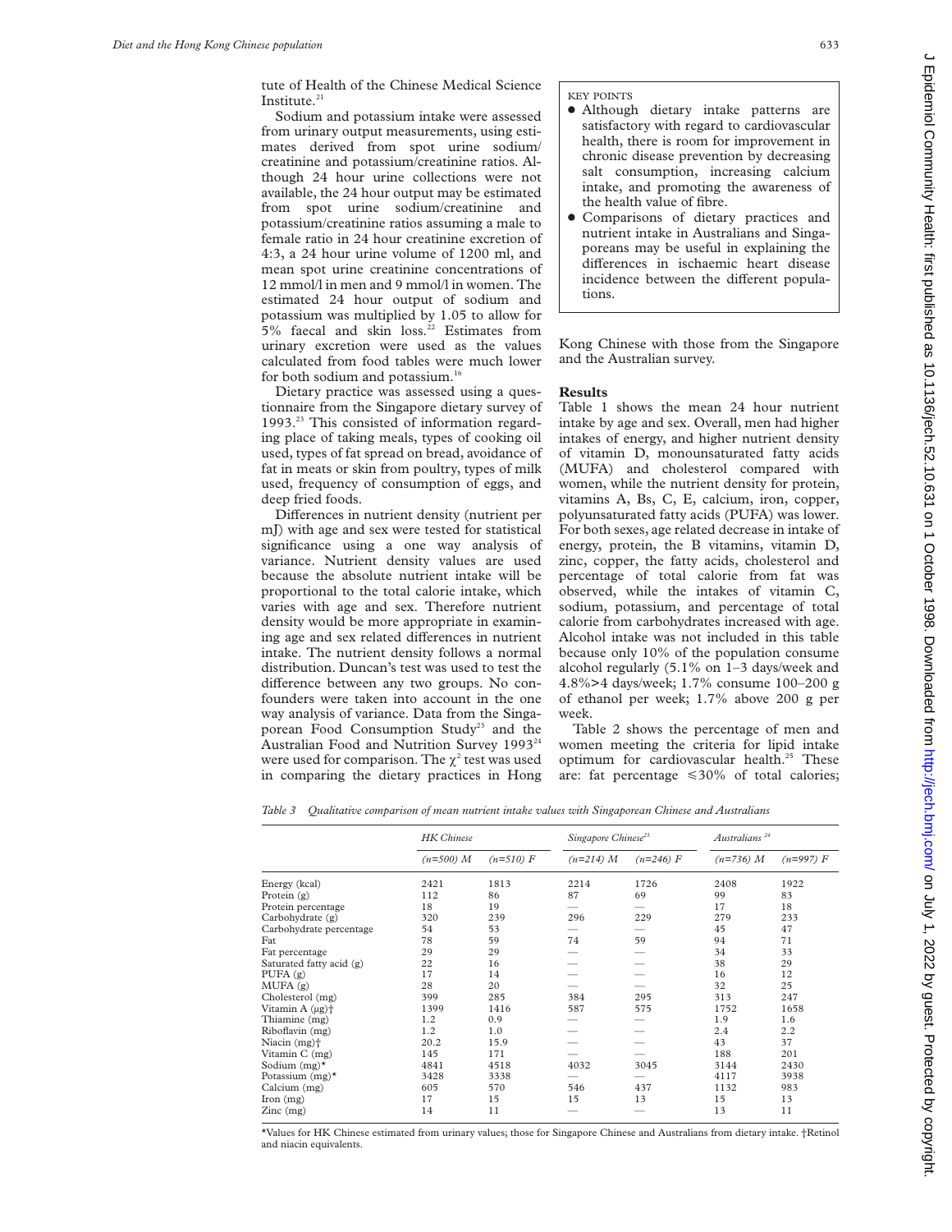tute of Health of the Chinese Medical Science Institute.[21]

Sodium and potassium intake were assessed from urinary output measurements, using estimates derived from spot urine sodium/creatinine and potassium/creatinine ratios. Although 24 hour urine collections were not available, the 24 hour output may be estimated from spot urine sodium/creatinine and potassium/creatinine ratios assuming a male to female ratio in 24 hour creatinine excretion of 4:3, a 24 hour urine volume of 1200 ml, and mean spot urine creatinine concentrations of 12 mmol/l in men and 9 mmol/l in women. The estimated 24 hour output of sodium and potassium was multiplied by 1.05 to allow for 5% faecal and skin loss.[22] Estimates from urinary excretion were used as the values calculated from food tables were much lower for both sodium and potassium.[16]

Dietary practice was assessed using a questionnaire from the Singapore dietary survey of 1993.[23] This consisted of information regarding place of taking meals, types of cooking oil used, types of fat spread on bread, avoidance of fat in meats or skin from poultry, types of milk used, frequency of consumption of eggs, and deep fried foods.

Differences in nutrient density (nutrient per mJ) with age and sex were tested for statistical significance using a one way analysis of variance. Nutrient density values are used because the absolute nutrient intake will be proportional to the total calorie intake, which varies with age and sex. Therefore nutrient density would be more appropriate in examining age and sex related differences in nutrient intake. The nutrient density follows a normal distribution. Duncan's test was used to test the difference between any two groups. No confounders were taken into account in the one way analysis of variance. Data from the Singaporean Food Consumption Study[23] and the Australian Food and Nutrition Survey 1993[24] were used for comparison. The $\chi^2$ test was used in comparing the dietary practices in Hong Kong Chinese with those from the Singapore and the Australian survey.

KEY POINTS

- Although dietary intake patterns are satisfactory with regard to cardiovascular health, there is room for improvement in chronic disease prevention by decreasing salt consumption, increasing calcium intake, and promoting the awareness of the health value of fibre.
- Comparisons of dietary practices and nutrient intake in Australians and Singaporeans may be useful in explaining the differences in ischaemic heart disease incidence between the different populations.

## Results

Table 1 shows the mean 24 hour nutrient intake by age and sex. Overall, men had higher intakes of energy, and higher nutrient density of vitamin D, monounsaturated fatty acids (MUFA) and cholesterol compared with women, while the nutrient density for protein, vitamins A, Bs, C, E, calcium, iron, copper, polyunsaturated fatty acids (PUFA) was lower. For both sexes, age related decrease in intake of energy, protein, the B vitamins, vitamin D, zinc, copper, the fatty acids, cholesterol and percentage of total calorie from fat was observed, while the intakes of vitamin C, sodium, potassium, and percentage of total calorie from carbohydrates increased with age. Alcohol intake was not included in this table because only 10% of the population consume alcohol regularly (5.1% on 1–3 days/week and 4.8%>4 days/week; 1.7% consume 100–200 g of ethanol per week; 1.7% above 200 g per week.

Table 2 shows the percentage of men and women meeting the criteria for lipid intake optimum for cardiovascular health.[25] These are: fat percentage ≤30% of total calories;

*Table 3 Qualitative comparison of mean nutrient intake values with Singaporean Chinese and Australians*

| | HK Chinese | | Singapore Chinese[23] | | Australians[24] | |
|---|---|---|---|---|---|---|
| | (n=500) M | (n=510) F | (n=214) M | (n=246) F | (n=736) M | (n=997) F |
| Energy (kcal) | 2421 | 1813 | 2214 | 1726 | 2408 | 1922 |
| Protein (g) | 112 | 86 | 87 | 69 | 99 | 83 |
| Protein percentage | 18 | 19 | — | — | 17 | 18 |
| Carbohydrate (g) | 320 | 239 | 296 | 229 | 279 | 233 |
| Carbohydrate percentage | 54 | 53 | — | — | 45 | 47 |
| Fat | 78 | 59 | 74 | 59 | 94 | 71 |
| Fat percentage | 29 | 29 | — | — | 34 | 33 |
| Saturated fatty acid (g) | 22 | 16 | — | — | 38 | 29 |
| PUFA (g) | 17 | 14 | — | — | 16 | 12 |
| MUFA (g) | 28 | 20 | — | — | 32 | 25 |
| Cholesterol (mg) | 399 | 285 | 384 | 295 | 313 | 247 |
| Vitamin A (μg)† | 1399 | 1416 | 587 | 575 | 1752 | 1658 |
| Thiamine (mg) | 1.2 | 0.9 | — | — | 1.9 | 1.6 |
| Riboflavin (mg) | 1.2 | 1.0 | — | — | 2.4 | 2.2 |
| Niacin (mg)† | 20.2 | 15.9 | — | — | 43 | 37 |
| Vitamin C (mg) | 145 | 171 | — | — | 188 | 201 |
| Sodium (mg)* | 4841 | 4518 | 4032 | 3045 | 3144 | 2430 |
| Potassium (mg)* | 3428 | 3338 | — | — | 4117 | 3938 |
| Calcium (mg) | 605 | 570 | 546 | 437 | 1132 | 983 |
| Iron (mg) | 17 | 15 | 15 | 13 | 15 | 13 |
| Zinc (mg) | 14 | 11 | — | — | 13 | 11 |

*Values for HK Chinese estimated from urinary values; those for Singapore Chinese and Australians from dietary intake. †Retinol and niacin equivalents.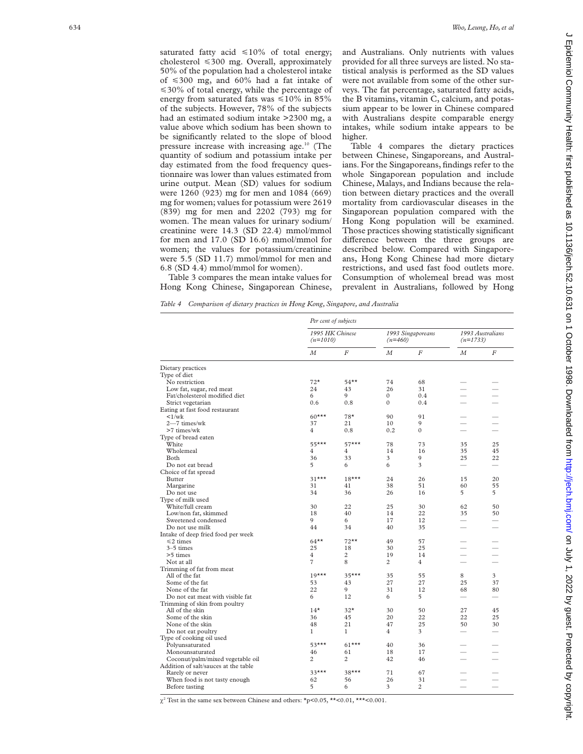saturated fatty acid ≤10% of total energy; cholesterol ≤300 mg. Overall, approximately 50% of the population had a cholesterol intake of ≤300 mg, and 60% had a fat intake of ≤30% of total energy, while the percentage of energy from saturated fats was ≤10% in 85% of the subjects. However, 78% of the subjects had an estimated sodium intake >2300 mg, a value above which sodium has been shown to be significantly related to the slope of blood pressure increase with increasing age.[10] (The quantity of sodium and potassium intake per day estimated from the food frequency questionnaire was lower than values estimated from urine output. Mean (SD) values for sodium were 1260 (923) mg for men and 1084 (669) mg for women; values for potassium were 2619 (839) mg for men and 2202 (793) mg for women. The mean values for urinary sodium/creatinine were 14.3 (SD 22.4) mmol/mmol for men and 17.0 (SD 16.6) mmol/mmol for women; the values for potassium/creatinine were 5.5 (SD 11.7) mmol/mmol for men and 6.8 (SD 4.4) mmol/mmol for women).

Table 3 compares the mean intake values for Hong Kong Chinese, Singaporean Chinese, and Australians. Only nutrients with values provided for all three surveys are listed. No statistical analysis is performed as the SD values were not available from some of the other surveys. The fat percentage, saturated fatty acids, the B vitamins, vitamin C, calcium, and potassium appear to be lower in Chinese compared with Australians despite comparable energy intakes, while sodium intake appears to be higher.

Table 4 compares the dietary practices between Chinese, Singaporeans, and Australians. For the Singaporeans, findings refer to the whole Singaporean population and include Chinese, Malays, and Indians because the relation between dietary practices and the overall mortality from cardiovascular diseases in the Singaporean population compared with the Hong Kong population will be examined. Those practices showing statistically significant difference between the three groups are described below. Compared with Singaporeans, Hong Kong Chinese had more dietary restrictions, and used fast food outlets more. Consumption of wholemeal bread was most prevalent in Australians, followed by Hong

*Table 4 Comparison of dietary practices in Hong Kong, Singapore, and Australia*

| | Per cent of subjects | | | | | |
|---|---|---|---|---|---|---|
| | 1995 HK Chinese (n=1010) | | 1993 Singaporeans (n=460) | | 1993 Australians (n=1733) | |
| | *M* | *F* | *M* | *F* | *M* | *F* |
| Dietary practices | | | | | | |
| Type of diet | | | | | | |
| No restriction | 72* | 54** | 74 | 68 | — | — |
| Low fat, sugar, red meat | 24 | 43 | 26 | 31 | — | — |
| Fat/cholesterol modified diet | 6 | 9 | 0 | 0.4 | — | — |
| Strict vegetarian | 0.6 | 0.8 | 0 | 0.4 | — | — |
| Eating at fast food restaurant | | | | | | |
| <1/wk | 60*** | 78* | 90 | 91 | — | — |
| 2—7 times/wk | 37 | 21 | 10 | 9 | — | — |
| >7 times/wk | 4 | 0.8 | 0.2 | 0 | — | — |
| Type of bread eaten | | | | | | |
| White | 55*** | 57*** | 78 | 73 | 35 | 25 |
| Wholemeal | 4 | 4 | 14 | 16 | 35 | 45 |
| Both | 36 | 33 | 3 | 9 | 25 | 22 |
| Do not eat bread | 5 | 6 | 6 | 3 | — | — |
| Choice of fat spread | | | | | | |
| Butter | 31*** | 18*** | 24 | 26 | 15 | 20 |
| Margarine | 31 | 41 | 38 | 51 | 60 | 55 |
| Do not use | 34 | 36 | 26 | 16 | 5 | 5 |
| Type of milk used | | | | | | |
| White/full cream | 30 | 22 | 25 | 30 | 62 | 50 |
| Low/non fat, skimmed | 18 | 40 | 14 | 22 | 35 | 50 |
| Sweetened condensed | 9 | 6 | 17 | 12 | — | — |
| Do not use milk | 44 | 34 | 40 | 35 | — | — |
| Intake of deep fried food per week | | | | | | |
| ≤2 times | 64** | 72** | 49 | 57 | — | — |
| 3–5 times | 25 | 18 | 30 | 25 | — | — |
| >5 times | 4 | 2 | 19 | 14 | — | — |
| Not at all | 7 | 8 | 2 | 4 | — | — |
| Trimming of fat from meat | | | | | | |
| All of the fat | 19*** | 35*** | 35 | 55 | 8 | 3 |
| Some of the fat | 53 | 43 | 27 | 27 | 25 | 37 |
| None of the fat | 22 | 9 | 31 | 12 | 68 | 80 |
| Do not eat meat with visible fat | 6 | 12 | 6 | 5 | — | — |
| Trimming of skin from poultry | | | | | | |
| All of the skin | 14* | 32* | 30 | 50 | 27 | 45 |
| Some of the skin | 36 | 45 | 20 | 22 | 22 | 25 |
| None of the skin | 48 | 21 | 47 | 25 | 50 | 30 |
| Do not eat poultry | 1 | 1 | 4 | 3 | — | — |
| Type of cooking oil used | | | | | | |
| Polyunsaturated | 53*** | 61*** | 40 | 36 | — | — |
| Monounsaturated | 46 | 61 | 18 | 17 | — | — |
| Coconut/palm/mixed vegetable oil | 2 | 2 | 42 | 46 | — | — |
| Addition of salt/sauces at the table | | | | | | |
| Rarely or never | 33*** | 38*** | 71 | 67 | — | — |
| When food is not tasty enough | 62 | 56 | 26 | 31 | — | — |
| Before tasting | 5 | 6 | 3 | 2 | — | — |

$\chi^2$ Test in the same sex between Chinese and others: *p<0.05, **<0.01, ***<0.001.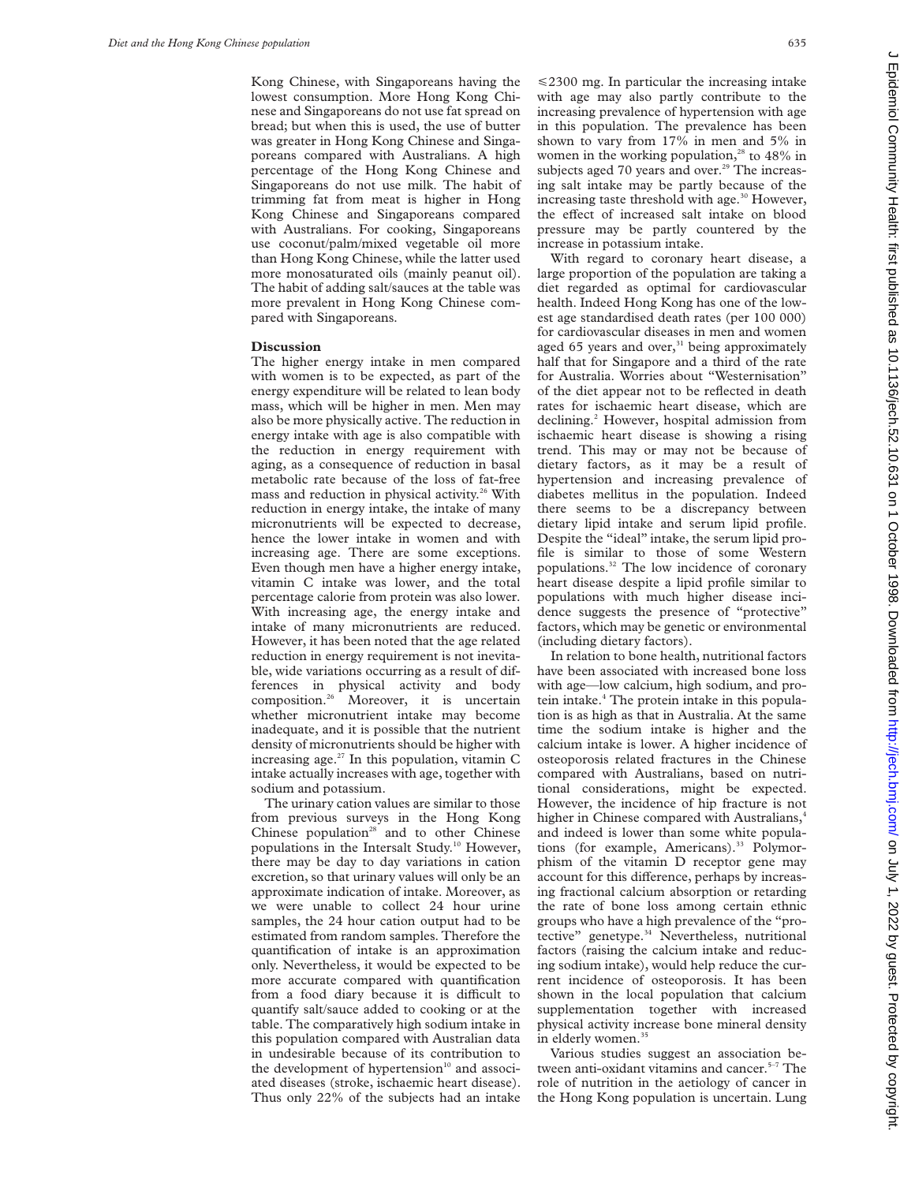Kong Chinese, with Singaporeans having the lowest consumption. More Hong Kong Chinese and Singaporeans do not use fat spread on bread; but when this is used, the use of butter was greater in Hong Kong Chinese and Singaporeans compared with Australians. A high percentage of the Hong Kong Chinese and Singaporeans do not use milk. The habit of trimming fat from meat is higher in Hong Kong Chinese and Singaporeans compared with Australians. For cooking, Singaporeans use coconut/palm/mixed vegetable oil more than Hong Kong Chinese, while the latter used more monosaturated oils (mainly peanut oil). The habit of adding salt/sauces at the table was more prevalent in Hong Kong Chinese compared with Singaporeans.

## Discussion

The higher energy intake in men compared with women is to be expected, as part of the energy expenditure will be related to lean body mass, which will be higher in men. Men may also be more physically active. The reduction in energy intake with age is also compatible with the reduction in energy requirement with aging, as a consequence of reduction in basal metabolic rate because of the loss of fat-free mass and reduction in physical activity.[26] With reduction in energy intake, the intake of many micronutrients will be expected to decrease, hence the lower intake in women and with increasing age. There are some exceptions. Even though men have a higher energy intake, vitamin C intake was lower, and the total percentage calorie from protein was also lower. With increasing age, the energy intake and intake of many micronutrients are reduced. However, it has been noted that the age related reduction in energy requirement is not inevitable, wide variations occurring as a result of differences in physical activity and body composition.[26] Moreover, it is uncertain whether micronutrient intake may become inadequate, and it is possible that the nutrient density of micronutrients should be higher with increasing age.[27] In this population, vitamin C intake actually increases with age, together with sodium and potassium.

The urinary cation values are similar to those from previous surveys in the Hong Kong Chinese population[28] and to other Chinese populations in the Intersalt Study.[10] However, there may be day to day variations in cation excretion, so that urinary values will only be an approximate indication of intake. Moreover, as we were unable to collect 24 hour urine samples, the 24 hour cation output had to be estimated from random samples. Therefore the quantification of intake is an approximation only. Nevertheless, it would be expected to be more accurate compared with quantification from a food diary because it is difficult to quantify salt/sauce added to cooking or at the table. The comparatively high sodium intake in this population compared with Australian data in undesirable because of its contribution to the development of hypertension[10] and associated diseases (stroke, ischaemic heart disease). Thus only 22% of the subjects had an intake ≤2300 mg. In particular the increasing intake with age may also partly contribute to the increasing prevalence of hypertension with age in this population. The prevalence has been shown to vary from 17% in men and 5% in women in the working population,[28] to 48% in subjects aged 70 years and over.[29] The increasing salt intake may be partly because of the increasing taste threshold with age.[30] However, the effect of increased salt intake on blood pressure may be partly countered by the increase in potassium intake.

With regard to coronary heart disease, a large proportion of the population are taking a diet regarded as optimal for cardiovascular health. Indeed Hong Kong has one of the lowest age standardised death rates (per 100 000) for cardiovascular diseases in men and women aged 65 years and over,[31] being approximately half that for Singapore and a third of the rate for Australia. Worries about "Westernisation" of the diet appear not to be reflected in death rates for ischaemic heart disease, which are declining.[2] However, hospital admission from ischaemic heart disease is showing a rising trend. This may or may not be because of dietary factors, as it may be a result of hypertension and increasing prevalence of diabetes mellitus in the population. Indeed there seems to be a discrepancy between dietary lipid intake and serum lipid profile. Despite the "ideal" intake, the serum lipid profile is similar to those of some Western populations.[32] The low incidence of coronary heart disease despite a lipid profile similar to populations with much higher disease incidence suggests the presence of "protective" factors, which may be genetic or environmental (including dietary factors).

In relation to bone health, nutritional factors have been associated with increased bone loss with age—low calcium, high sodium, and protein intake.[4] The protein intake in this population is as high as that in Australia. At the same time the sodium intake is higher and the calcium intake is lower. A higher incidence of osteoporosis related fractures in the Chinese compared with Australians, based on nutritional considerations, might be expected. However, the incidence of hip fracture is not higher in Chinese compared with Australians,[4] and indeed is lower than some white populations (for example, Americans).[33] Polymorphism of the vitamin D receptor gene may account for this difference, perhaps by increasing fractional calcium absorption or retarding the rate of bone loss among certain ethnic groups who have a high prevalence of the "protective" genetype.[34] Nevertheless, nutritional factors (raising the calcium intake and reducing sodium intake), would help reduce the current incidence of osteoporosis. It has been shown in the local population that calcium supplementation together with increased physical activity increase bone mineral density in elderly women.[35]

Various studies suggest an association between anti-oxidant vitamins and cancer.[5–7] The role of nutrition in the aetiology of cancer in the Hong Kong population is uncertain. Lung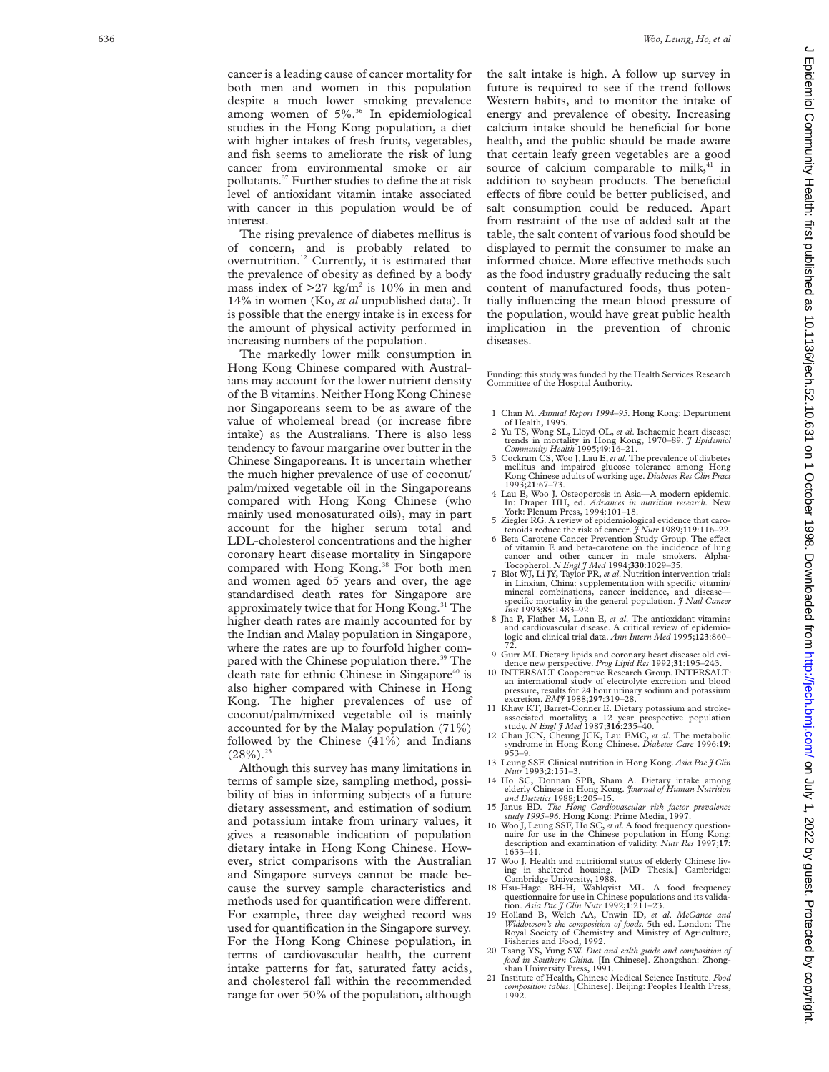cancer is a leading cause of cancer mortality for both men and women in this population despite a much lower smoking prevalence among women of 5%.[36] In epidemiological studies in the Hong Kong population, a diet with higher intakes of fresh fruits, vegetables, and fish seems to ameliorate the risk of lung cancer from environmental smoke or air pollutants.[37] Further studies to define the at risk level of antioxidant vitamin intake associated with cancer in this population would be of interest.

The rising prevalence of diabetes mellitus is of concern, and is probably related to overnutrition.[12] Currently, it is estimated that the prevalence of obesity as defined by a body mass index of >27 kg/m$^2$ is 10% in men and 14% in women (Ko, *et al* unpublished data). It is possible that the energy intake is in excess for the amount of physical activity performed in increasing numbers of the population.

The markedly lower milk consumption in Hong Kong Chinese compared with Australians may account for the lower nutrient density of the B vitamins. Neither Hong Kong Chinese nor Singaporeans seem to be as aware of the value of wholemeal bread (or increase fibre intake) as the Australians. There is also less tendency to favour margarine over butter in the Chinese Singaporeans. It is uncertain whether the much higher prevalence of use of coconut/palm/mixed vegetable oil in the Singaporeans compared with Hong Kong Chinese (who mainly used monosaturated oils), may in part account for the higher serum total and LDL-cholesterol concentrations and the higher coronary heart disease mortality in Singapore compared with Hong Kong.[38] For both men and women aged 65 years and over, the age standardised death rates for Singapore are approximately twice that for Hong Kong.[31] The higher death rates are mainly accounted for by the Indian and Malay population in Singapore, where the rates are up to fourfold higher compared with the Chinese population there.[39] The death rate for ethnic Chinese in Singapore[40] is also higher compared with Chinese in Hong Kong. The higher prevalences of use of coconut/palm/mixed vegetable oil is mainly accounted for by the Malay population (71%) followed by the Chinese (41%) and Indians (28%).[23]

Although this survey has many limitations in terms of sample size, sampling method, possibility of bias in informing subjects of a future dietary assessment, and estimation of sodium and potassium intake from urinary values, it gives a reasonable indication of population dietary intake in Hong Kong Chinese. However, strict comparisons with the Australian and Singapore surveys cannot be made because the survey sample characteristics and methods used for quantification were different. For example, three day weighed record was used for quantification in the Singapore survey. For the Hong Kong Chinese population, in terms of cardiovascular health, the current intake patterns for fat, saturated fatty acids, and cholesterol fall within the recommended range for over 50% of the population, although the salt intake is high. A follow up survey in future is required to see if the trend follows Western habits, and to monitor the intake of energy and prevalence of obesity. Increasing calcium intake should be beneficial for bone health, and the public should be made aware that certain leafy green vegetables are a good source of calcium comparable to milk,[41] in addition to soybean products. The beneficial effects of fibre could be better publicised, and salt consumption could be reduced. Apart from restraint of the use of added salt at the table, the salt content of various food should be displayed to permit the consumer to make an informed choice. More effective methods such as the food industry gradually reducing the salt content of manufactured foods, thus potentially influencing the mean blood pressure of the population, would have great public health implication in the prevention of chronic diseases.

Funding: this study was funded by the Health Services Research Committee of the Hospital Authority.

1 Chan M. *Annual Report 1994–95*. Hong Kong: Department of Health, 1995.
2 Yu TS, Wong SL, Lloyd OL, *et al*. Ischaemic heart disease: trends in mortality in Hong Kong, 1970–89. *J Epidemiol Community Health* 1995;**49**:16–21.
3 Cockram CS, Woo J, Lau E, *et al*. The prevalence of diabetes mellitus and impaired glucose tolerance among Hong Kong Chinese adults of working age. *Diabetes Res Clin Pract* 1993;**21**:67–73.
4 Lau E, Woo J. Osteoporosis in Asia—A modern epidemic. In: Draper HH, ed. *Advances in nutrition research*. New York: Plenum Press, 1994:101–18.
5 Ziegler RG. A review of epidemiological evidence that carotenoids reduce the risk of cancer. *J Nutr* 1989;**119**:116–22.
6 Beta Carotene Cancer Prevention Study Group. The effect of vitamin E and beta-carotene on the incidence of lung cancer and other cancer in male smokers. Alpha-Tocopherol. *N Engl J Med* 1994;**330**:1029–35.
7 Blot WJ, Li JY, Taylor PR, *et al*. Nutrition intervention trials in Linxian, China: supplementation with specific vitamin/mineral combinations, cancer incidence, and disease—specific mortality in the general population. *J Natl Cancer Inst* 1993;**85**:1483–92.
8 Jha P, Flather M, Lonn E, *et al*. The antioxidant vitamins and cardiovascular disease. A critical review of epidemiologic and clinical trial data. *Ann Intern Med* 1995;**123**:860–72.
9 Gurr MI. Dietary lipids and coronary heart disease: old evidence new perspective. *Prog Lipid Res* 1992;**31**:195–243.
10 INTERSALT Cooperative Research Group. INTERSALT: an international study of electrolyte excretion and blood pressure, results for 24 hour urinary sodium and potassium excretion. *BMJ* 1988;**297**:319–28.
11 Khaw KT, Barret-Conner E. Dietary potassium and stroke-associated mortality; a 12 year prospective population study. *N Engl J Med* 1987;**316**:235–40.
12 Chan JCN, Cheung JCK, Lau EMC, *et al*. The metabolic syndrome in Hong Kong Chinese. *Diabetes Care* 1996;**19**:953–9.
13 Leung SSF. Clinical nutrition in Hong Kong. *Asia Pac J Clin Nutr* 1993;**2**:151–3.
14 Ho SC, Donnan SPB, Sham A. Dietary intake among elderly Chinese in Hong Kong. *Journal of Human Nutrition and Dietetics* 1988;**1**:205–15.
15 Janus ED. *The Hong Cardiovascular risk factor prevalence study 1995–96*. Hong Kong: Prime Media, 1997.
16 Woo J, Leung SSF, Ho SC, *et al*. A food frequency questionnaire for use in the Chinese population in Hong Kong: description and examination of validity. *Nutr Res* 1997;**17**:1633–41.
17 Woo J. Health and nutritional status of elderly Chinese living in sheltered housing. [MD Thesis.] Cambridge: Cambridge University, 1988.
18 Hsu-Hage BH-H, Wahlqvist ML. A food frequency questionnaire for use in Chinese populations and its validation. *Asia Pac J Clin Nutr* 1992;**1**:211–23.
19 Holland B, Welch AA, Unwin ID, *et al*. *McCance and Widdowson's the composition of foods*. 5th ed. London: The Royal Society of Chemistry and Ministry of Agriculture, Fisheries and Food, 1992.
20 Tsang YS, Yung SW. *Diet and ealth guide and composition of food in Southern China*. [In Chinese]. Zhongshan: Zhongshan University Press, 1991.
21 Institute of Health, Chinese Medical Science Institute. *Food composition tables*. [Chinese]. Beijing: Peoples Health Press, 1992.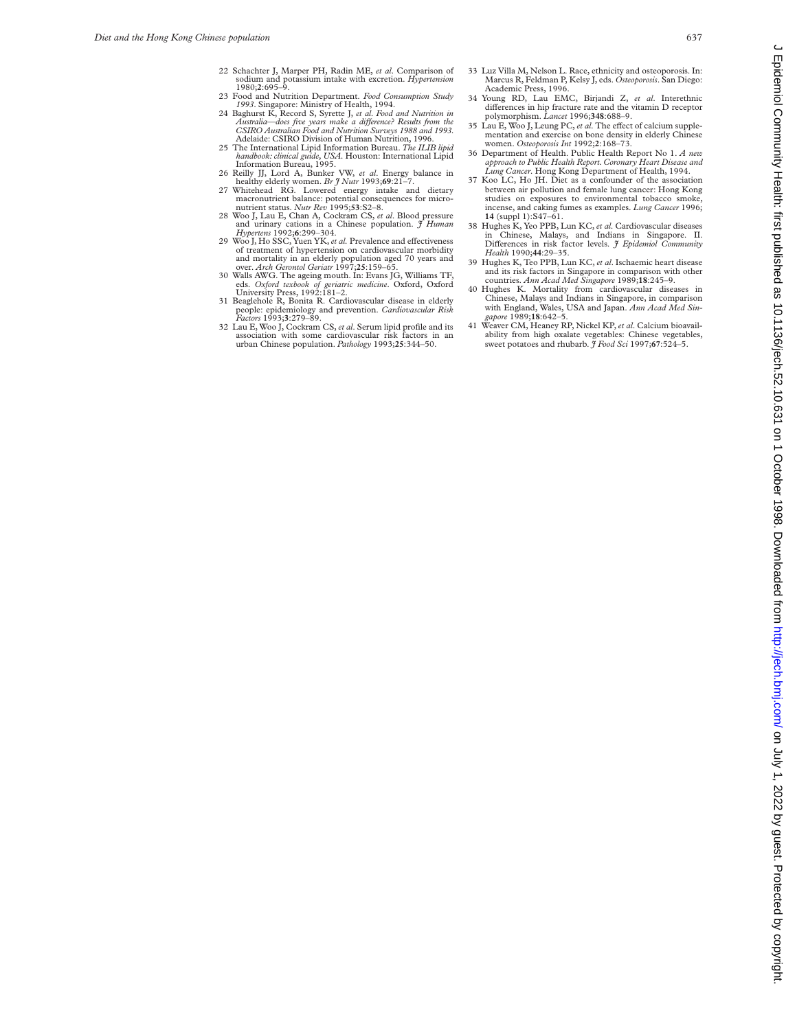22 Schachter J, Marper PH, Radin ME, *et al*. Comparison of sodium and potassium intake with excretion. *Hypertension* 1980;**2**:695–9.
23 Food and Nutrition Department. *Food Consumption Study 1993*. Singapore: Ministry of Health, 1994.
24 Baghurst K, Record S, Syrette J, *et al*. *Food and Nutrition in Australia—does five years make a difference? Results from the CSIRO Australian Food and Nutrition Surveys 1988 and 1993*. Adelaide: CSIRO Division of Human Nutrition, 1996.
25 The International Lipid Information Bureau. *The ILIB lipid handbook: clinical guide, USA*. Houston: International Lipid Information Bureau, 1995.
26 Reilly JJ, Lord A, Bunker VW, *et al*. Energy balance in healthy elderly women. *Br J Nutr* 1993;**69**:21–7.
27 Whitehead RG. Lowered energy intake and dietary macronutrient balance: potential consequences for micronutrient status. *Nutr Rev* 1995;**53**:S2–8.
28 Woo J, Lau E, Chan A, Cockram CS, *et al*. Blood pressure and urinary cations in a Chinese population. *J Human Hypertens* 1992;**6**:299–304.
29 Woo J, Ho SSC, Yuen YK, *et al*. Prevalence and effectiveness of treatment of hypertension on cardiovascular morbidity and mortality in an elderly population aged 70 years and over. *Arch Gerontol Geriatr* 1997;**25**:159–65.
30 Walls AWG. The ageing mouth. In: Evans JG, Williams TF, eds. *Oxford texbook of geriatric medicine*. Oxford, Oxford University Press, 1992:181–2.
31 Beaglehole R, Bonita R. Cardiovascular disease in elderly people: epidemiology and prevention. *Cardiovascular Risk Factors* 1993;**3**:279–89.
32 Lau E, Woo J, Cockram CS, *et al*. Serum lipid profile and its association with some cardiovascular risk factors in an urban Chinese population. *Pathology* 1993;**25**:344–50.
33 Luz Villa M, Nelson L. Race, ethnicity and osteoporosis. In: Marcus R, Feldman P, Kelsy J, eds. *Osteoporosis*. San Diego: Academic Press, 1996.
34 Young RD, Lau EMC, Birjandi Z, *et al*. Interethnic differences in hip fracture rate and the vitamin D receptor polymorphism. *Lancet* 1996;**348**:688–9.
35 Lau E, Woo J, Leung PC, *et al*. The effect of calcium supplementation and exercise on bone density in elderly Chinese women. *Osteoporosis Int* 1992;**2**:168–73.
36 Department of Health. Public Health Report No 1. *A new approach to Public Health Report. Coronary Heart Disease and Lung Cancer*. Hong Kong Department of Health, 1994.
37 Koo LC, Ho JH. Diet as a confounder of the association between air pollution and female lung cancer: Hong Kong studies on exposures to environmental tobacco smoke, incense, and caking fumes as examples. *Lung Cancer* 1996; **14** (suppl 1):S47–61.
38 Hughes K, Yeo PPB, Lun KC, *et al*. Cardiovascular diseases in Chinese, Malays, and Indians in Singapore. II. Differences in risk factor levels. *J Epidemiol Community Health* 1990;**44**:29–35.
39 Hughes K, Teo PPB, Lun KC, *et al*. Ischaemic heart disease and its risk factors in Singapore in comparison with other countries. *Ann Acad Med Singapore* 1989;**18**:245–9.
40 Hughes K. Mortality from cardiovascular diseases in Chinese, Malays and Indians in Singapore, in comparison with England, Wales, USA and Japan. *Ann Acad Med Singapore* 1989;**18**:642–5.
41 Weaver CM, Heaney RP, Nickel KP, *et al*. Calcium bioavailability from high oxalate vegetables: Chinese vegetables, sweet potatoes and rhubarb. *J Food Sci* 1997;**67**:524–5.